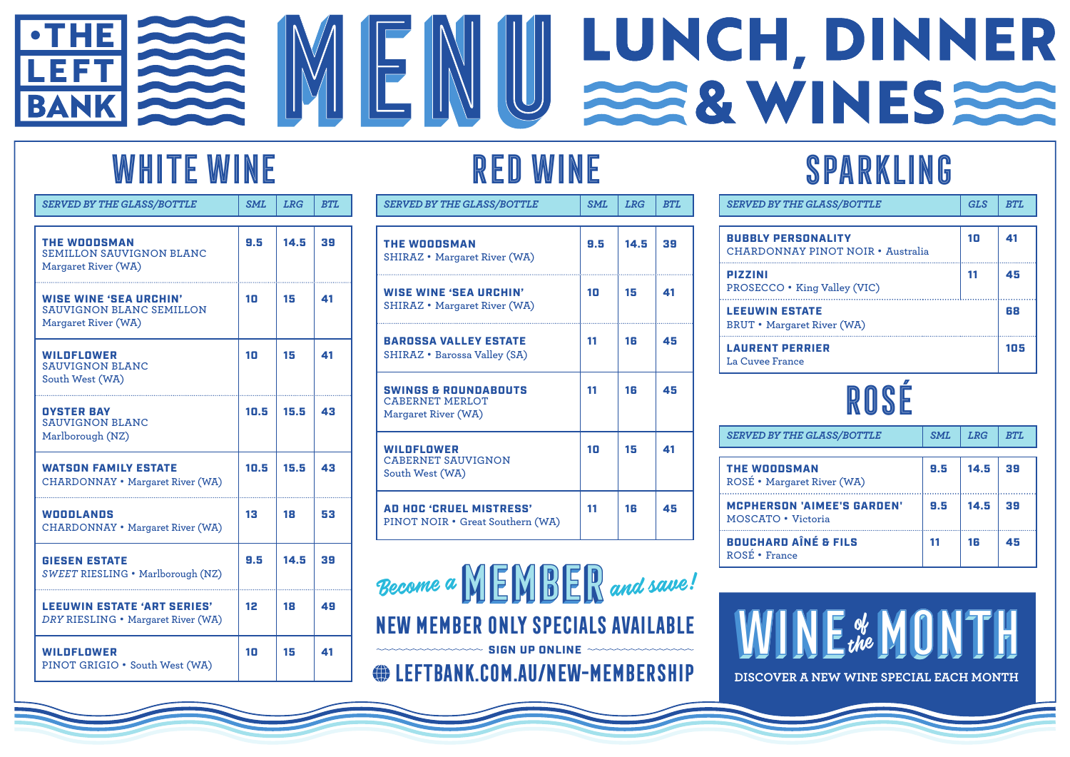# THE LEFT BANK

# MENU — LUNCH, DINNER & WINES

## WHITE WINE

| SERVED BY THE GLASS/BOTTLE | SML | LRG | BTL |
|---|---|---|---|
| **THE WOODSMAN** SEMILLON SAUVIGNON BLANC Margaret River (WA) | 9.5 | 14.5 | 39 |
| **WISE WINE 'SEA URCHIN'** SAUVIGNON BLANC SEMILLON Margaret River (WA) | 10 | 15 | 41 |
| **WILDFLOWER** SAUVIGNON BLANC South West (WA) | 10 | 15 | 41 |
| **OYSTER BAY** SAUVIGNON BLANC Marlborough (NZ) | 10.5 | 15.5 | 43 |
| **WATSON FAMILY ESTATE** CHARDONNAY • Margaret River (WA) | 10.5 | 15.5 | 43 |
| **WOODLANDS** CHARDONNAY • Margaret River (WA) | 13 | 18 | 53 |
| **GIESEN ESTATE** *SWEET* RIESLING • Marlborough (NZ) | 9.5 | 14.5 | 39 |
| **LEEUWIN ESTATE 'ART SERIES'** *DRY* RIESLING • Margaret River (WA) | 12 | 18 | 49 |
| **WILDFLOWER** PINOT GRIGIO • South West (WA) | 10 | 15 | 41 |

## RED WINE

| SERVED BY THE GLASS/BOTTLE | SML | LRG | BTL |
|---|---|---|---|
| **THE WOODSMAN** SHIRAZ • Margaret River (WA) | 9.5 | 14.5 | 39 |
| **WISE WINE 'SEA URCHIN'** SHIRAZ • Margaret River (WA) | 10 | 15 | 41 |
| **BAROSSA VALLEY ESTATE** SHIRAZ • Barossa Valley (SA) | 11 | 16 | 45 |
| **SWINGS & ROUNDABOUTS** CABERNET MERLOT Margaret River (WA) | 11 | 16 | 45 |
| **WILDFLOWER** CABERNET SAUVIGNON South West (WA) | 10 | 15 | 41 |
| **AD HOC 'CRUEL MISTRESS'** PINOT NOIR • Great Southern (WA) | 11 | 16 | 45 |

Become a **MEMBER** and save!

**NEW MEMBER ONLY SPECIALS AVAILABLE**

SIGN UP ONLINE

LEFTBANK.COM.AU/NEW-MEMBERSHIP

## SPARKLING

| SERVED BY THE GLASS/BOTTLE | GLS | BTL |
|---|---|---|
| **BUBBLY PERSONALITY** CHARDONNAY PINOT NOIR • Australia | 10 | 41 |
| **PIZZINI** PROSECCO • King Valley (VIC) | 11 | 45 |
| **LEEUWIN ESTATE** BRUT • Margaret River (WA) | | 68 |
| **LAURENT PERRIER** La Cuvee France | | 105 |

## ROSÉ

| SERVED BY THE GLASS/BOTTLE | SML | LRG | BTL |
|---|---|---|---|
| **THE WOODSMAN** ROSÉ • Margaret River (WA) | 9.5 | 14.5 | 39 |
| **MCPHERSON 'AIMEE'S GARDEN'** MOSCATO • Victoria | 9.5 | 14.5 | 39 |
| **BOUCHARD AÎNÉ & FILS** ROSÉ • France | 11 | 16 | 45 |

## WINE of the MONTH

DISCOVER A NEW WINE SPECIAL EACH MONTH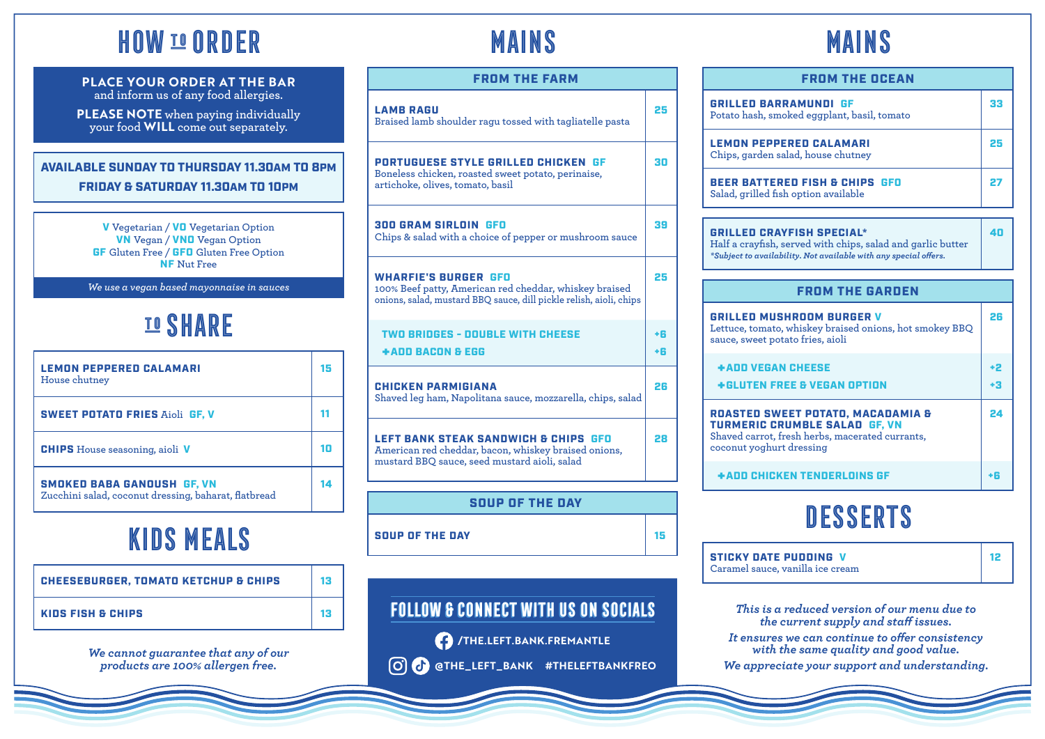# HOW TO ORDER

**PLACE YOUR ORDER AT THE BAR** and inform us of any food allergies.

**PLEASE NOTE** when paying individually your food **WILL** come out separately.

**AVAILABLE SUNDAY TO THURSDAY 11.30AM TO 8PM**

**FRIDAY & SATURDAY 11.30AM TO 10PM**

**V** Vegetarian / **VO** Vegetarian Option
**VN** Vegan / **VNO** Vegan Option
**GF** Gluten Free / **GFO** Gluten Free Option
**NF** Nut Free

*We use a vegan based mayonnaise in sauces*

# TO SHARE

| | |
|---|---|
| **LEMON PEPPERED CALAMARI** House chutney | 15 |
| **SWEET POTATO FRIES** Aioli **GF, V** | 11 |
| **CHIPS** House seasoning, aioli **V** | 10 |
| **SMOKED BABA GANOUSH GF, VN** Zucchini salad, coconut dressing, baharat, flatbread | 14 |

# KIDS MEALS

| | |
|---|---|
| **CHEESEBURGER, TOMATO KETCHUP & CHIPS** | 13 |
| **KIDS FISH & CHIPS** | 13 |

*We cannot guarantee that any of our products are 100% allergen free.*

# MAINS

## FROM THE FARM

| | |
|---|---|
| **LAMB RAGU** Braised lamb shoulder ragu tossed with tagliatelle pasta | 25 |
| **PORTUGUESE STYLE GRILLED CHICKEN GF** Boneless chicken, roasted sweet potato, perinaise, artichoke, olives, tomato, basil | 30 |
| **300 GRAM SIRLOIN GFO** Chips & salad with a choice of pepper or mushroom sauce | 39 |
| **WHARFIE'S BURGER GFO** 100% Beef patty, American red cheddar, whiskey braised onions, salad, mustard BBQ sauce, dill pickle relish, aioli, chips | 25 |
| **TWO BRIDGES - DOUBLE WITH CHEESE** | +6 |
| **+ADD BACON & EGG** | +6 |
| **CHICKEN PARMIGIANA** Shaved leg ham, Napolitana sauce, mozzarella, chips, salad | 26 |
| **LEFT BANK STEAK SANDWICH & CHIPS GFO** American red cheddar, bacon, whiskey braised onions, mustard BBQ sauce, seed mustard aioli, salad | 28 |

## SOUP OF THE DAY

| | |
|---|---|
| **SOUP OF THE DAY** | 15 |

**FOLLOW & CONNECT WITH US ON SOCIALS**

/THE.LEFT.BANK.FREMANTLE

@THE_LEFT_BANK #THELEFTBANKFREO

# MAINS

## FROM THE OCEAN

| | |
|---|---|
| **GRILLED BARRAMUNDI GF** Potato hash, smoked eggplant, basil, tomato | 33 |
| **LEMON PEPPERED CALAMARI** Chips, garden salad, house chutney | 25 |
| **BEER BATTERED FISH & CHIPS GFO** Salad, grilled fish option available | 27 |
| **GRILLED CRAYFISH SPECIAL*** Half a crayfish, served with chips, salad and garlic butter *\*Subject to availability. Not available with any special offers.* | 40 |

## FROM THE GARDEN

| | |
|---|---|
| **GRILLED MUSHROOM BURGER V** Lettuce, tomato, whiskey braised onions, hot smokey BBQ sauce, sweet potato fries, aioli | 26 |
| **+ADD VEGAN CHEESE** | +2 |
| **+GLUTEN FREE & VEGAN OPTION** | +3 |
| **ROASTED SWEET POTATO, MACADAMIA & TURMERIC CRUMBLE SALAD GF, VN** Shaved carrot, fresh herbs, macerated currants, coconut yoghurt dressing | 24 |
| **+ADD CHICKEN TENDERLOINS GF** | +6 |

# DESSERTS

| | |
|---|---|
| **STICKY DATE PUDDING V** Caramel sauce, vanilla ice cream | 12 |

*This is a reduced version of our menu due to the current supply and staff issues.*

*It ensures we can continue to offer consistency with the same quality and good value.*

*We appreciate your support and understanding.*